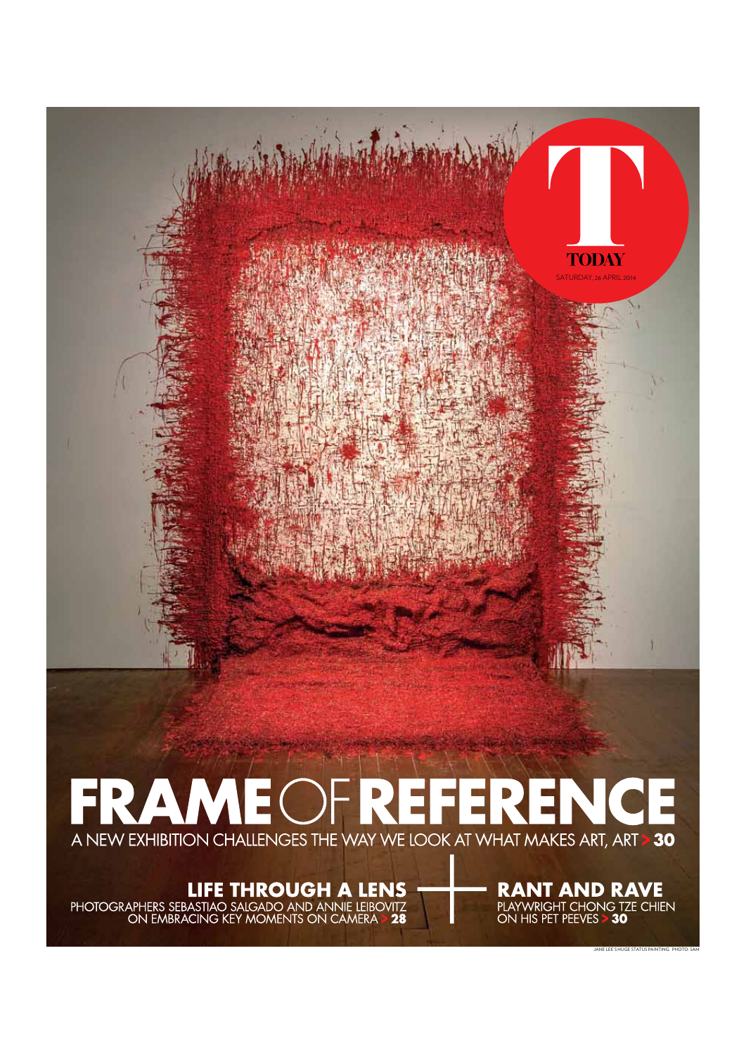T

TODAY

SATURDAY, 26 APRIL 2014

# FRAME OF REFERENCE

A NEW EXHIBITION CHALLENGES THE WAY WE LOOK AT WHAT MAKES ART, ART > 30

## LIFE THROUGH A LENS

PHOTOGRAPHERS SEBASTIAO SALGADO AND ANNIE LEIBOVITZ ON EMBRACING KEY MOMENTS ON CAMERA > 28

## RANT AND RAVE

PLAYWRIGHT CHONG TZE CHIEN ON HIS PET PEEVES > 30

JANE LEE'S HUGE STATUS PAINTING. PHOTO: SAM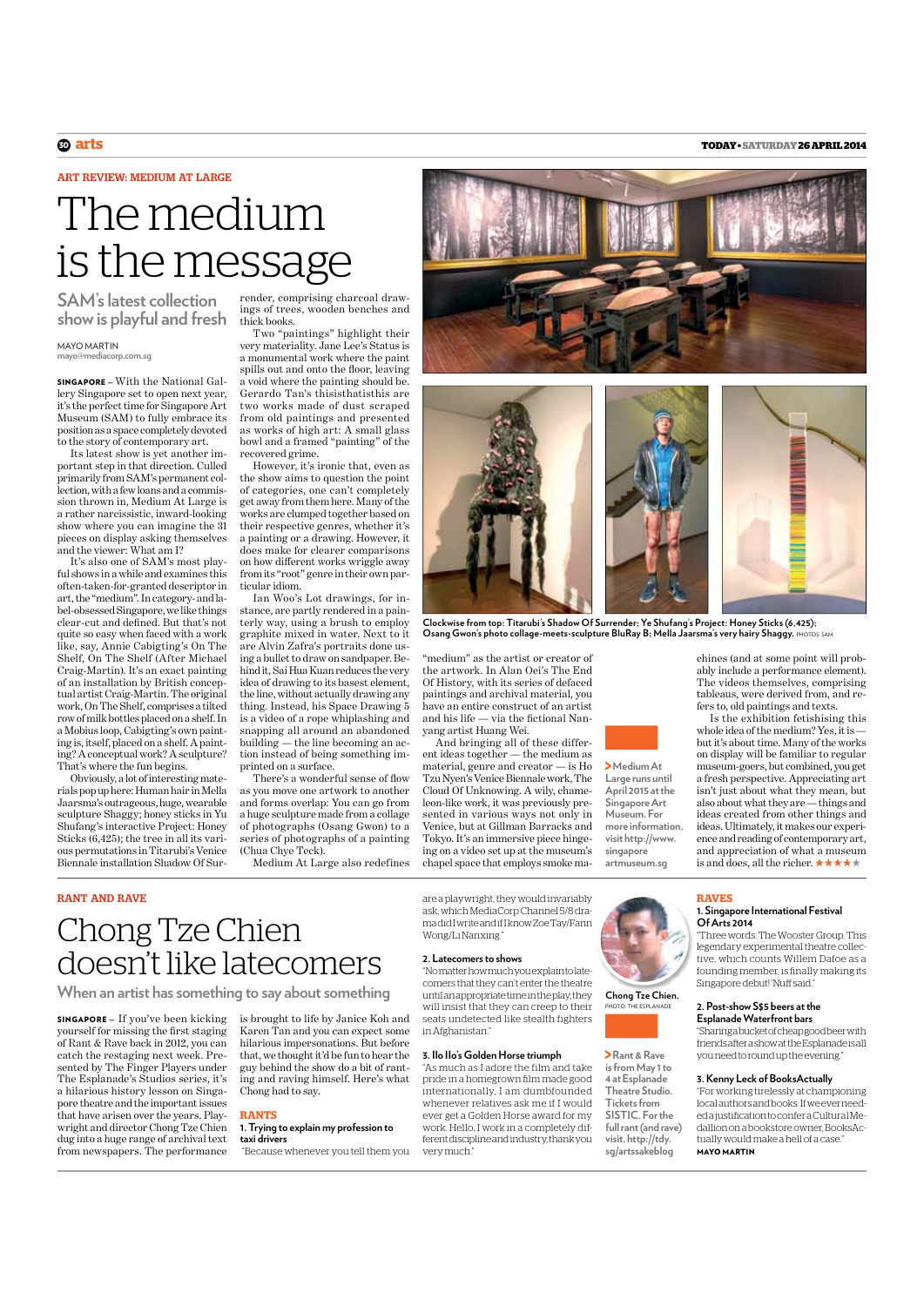ART REVIEW: MEDIUM AT LARGE

# The medium is the message

## SAM's latest collection show is playful and fresh

MAYO MARTIN
mayo@mediacorp.com.sg

**SINGAPORE** – With the National Gallery Singapore set to open next year, it's the perfect time for Singapore Art Museum (SAM) to fully embrace its position as a space completely devoted to the story of contemporary art.

Its latest show is yet another important step in that direction. Culled primarily from SAM's permanent collection, with a few loans and a commission thrown in, Medium At Large is a rather narcissistic, inward-looking show where you can imagine the 31 pieces on display asking themselves and the viewer: What am I?

It's also one of SAM's most playful shows in a while and examines this often-taken-for-granted descriptor in art, the "medium". In category- and label-obsessed Singapore, we like things clear-cut and defined. But that's not quite so easy when faced with a work like, say, Annie Cabigting's On The Shelf, On The Shelf (After Michael Craig-Martin). It's an exact painting of an installation by British conceptual artist Craig-Martin. The original work, On The Shelf, comprises a tilted row of milk bottles placed on a shelf. In a Mobius loop, Cabigting's own painting is, itself, placed on a shelf. A painting? A conceptual work? A sculpture? That's where the fun begins.

Obviously, a lot of interesting materials pop up here: Human hair in Mella Jaarsma's outrageous, huge, wearable sculpture Shaggy; honey sticks in Yu Shufang's interactive Project: Honey Sticks (6,425); the tree in all its various permutations in Titarubi's Venice Biennale installation Shadow Of Surrender, comprising charcoal drawings of trees, wooden benches and thick books.

Two "paintings" highlight their very materiality. Jane Lee's Status is a monumental work where the paint spills out and onto the floor, leaving a void where the painting should be. Gerardo Tan's thisisthatisthis are two works made of dust scraped from old paintings and presented as works of high art: A small glass bowl and a framed "painting" of the recovered grime.

However, it's ironic that, even as the show aims to question the point of categories, one can't completely get away from them here. Many of the works are clumped together based on their respective genres, whether it's a painting or a drawing. However, it does make for clearer comparisons on how different works wriggle away from its "root" genre in their own particular idiom.

Ian Woo's Lot drawings, for instance, are partly rendered in a painterly way, using a brush to employ graphite mixed in water. Next to it are Alvin Zafra's portraits done using a bullet to draw on sandpaper. Behind it, Sai Hua Kuan reduces the very idea of drawing to its basest element, the line, without actually drawing any thing. Instead, his Space Drawing 5 is a video of a rope whiplashing and snapping all around an abandoned building — the line becoming an action instead of being something imprinted on a surface.

There's a wonderful sense of flow as you move one artwork to another and forms overlap: You can go from a huge sculpture made from a collage of photographs (Osang Gwon) to a series of photographs of a painting (Chua Chye Teck).

Medium At Large also redefines "medium" as the artist or creator of the artwork. In Alan Oei's The End Of History, with its series of defaced paintings and archival material, you have an entire construct of an artist and his life — via the fictional Nanyang artist Huang Wei.

And bringing all of these different ideas together — the medium as material, genre and creator — is Ho Tzu Nyen's Venice Biennale work, The Cloud Of Unknowing. A wily, chameleon-like work, it was previously presented in various ways not only in Venice, but at Gillman Barracks and Tokyo. It's an immersive piece hinging on a video set up at the museum's chapel space that employs smoke machines (and at some point will probably include a performance element). The videos themselves, comprising tableaus, were derived from, and refers to, old paintings and texts.

Is the exhibition fetishising this whole idea of the medium? Yes, it is — but it's about time. Many of the works on display will be familiar to regular museum-goers, but combined, you get a fresh perspective. Appreciating art isn't just about what they mean, but also about what they are — things and ideas created from other things and ideas. Ultimately, it makes our experience and reading of contemporary art, and appreciation of what a museum is and does, all the richer. ★★★★☆

Clockwise from top: Titarubi's Shadow Of Surrender; Ye Shufang's Project: Honey Sticks (6,425); Osang Gwon's photo collage-meets-sculpture BluRay B; Mella Jaarsma's very hairy Shaggy. PHOTOS: SAM

> Medium At Large runs until April 2015 at the Singapore Art Museum. For more information, visit http://www.singaporeartmuseum.sg

RANT AND RAVE

# Chong Tze Chien doesn't like latecomers

## When an artist has something to say about something

**SINGAPORE** – If you've been kicking yourself for missing the first staging of Rant & Rave back in 2012, you can catch the restaging next week. Presented by The Finger Players under The Esplanade's Studios series, it's a hilarious history lesson on Singapore theatre and the important issues that have arisen over the years. Playwright and director Chong Tze Chien dug into a huge range of archival text from newspapers. The performance is brought to life by Janice Koh and Karen Tan and you can expect some hilarious impersonations. But before that, we thought it'd be fun to hear the guy behind the show do a bit of ranting and raving himself. Here's what Chong had to say.

### RANTS

**1. Trying to explain my profession to taxi drivers**
"Because whenever you tell them you are a playwright, they would invariably ask, which MediaCorp Channel 5/8 drama did I write and if I know Zoe Tay/Fann Wong/Li Nanxing."

**2. Latecomers to shows**
"No matter how much you explain to latecomers that they can't enter the theatre until an appropriate time in the play, they will insist that they can creep to their seats undetected like stealth fighters in Afghanistan."

**3. Ilo Ilo's Golden Horse triumph**
"As much as I adore the film and take pride in a homegrown film made good internationally, I am dumbfounded whenever relatives ask me if I would ever get a Golden Horse award for my work. Hello, I work in a completely different discipline and industry, thank you very much."

Chong Tze Chien. PHOTO: THE ESPLANADE

> Rant & Rave is from May 1 to 4 at Esplanade Theatre Studio. Tickets from SISTIC. For the full rant (and rave) visit, http://tdy.sg/artssakeblog

### RAVES

**1. Singapore International Festival Of Arts 2014**
"Three words. The Wooster Group. This legendary experimental theatre collective, which counts Willem Dafoe as a founding member, is finally making its Singapore debut! 'Nuff said."

**2. Post-show S$5 beers at the Esplanade Waterfront bars**
"Sharing a bucket of cheap good beer with friends after a show at the Esplanade is all you need to round up the evening."

**3. Kenny Leck of BooksActually**
"For working tirelessly at championing local authors and books. If we ever needed a justification to confer a Cultural Medallion on a bookstore owner, BooksActually would make a hell of a case."

MAYO MARTIN